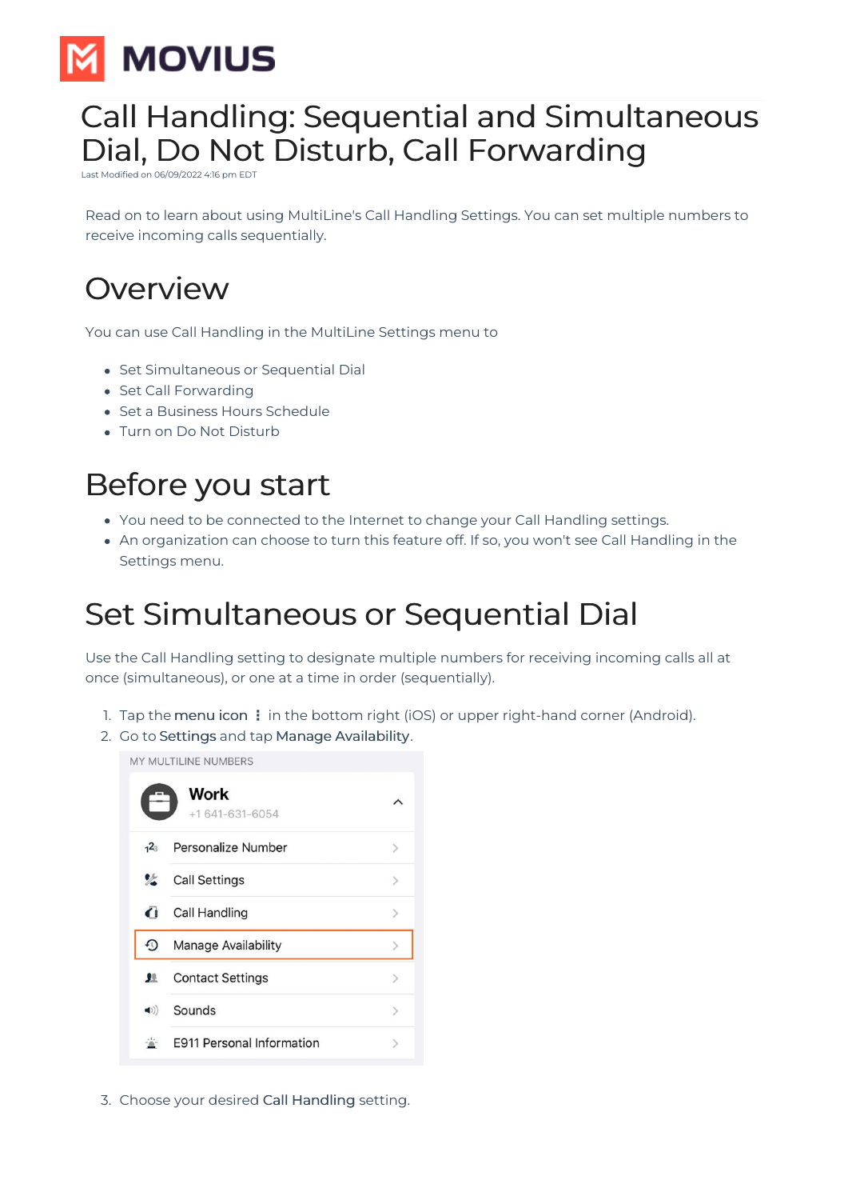# Call Handling: Sequential and Simultaneous Dial, Do Not Disturb, Call Forwarding

Last Modified on 06/09/2022 4:16 pm EDT

Read on to learn about using MultiLine's Call Handling Settings. You can set multiple numbers to receive incoming calls sequentially.

## Overview

You can use Call Handling in the MultiLine Settings menu to

- Set Simultaneous or Sequential Dial
- Set Call Forwarding
- Set a Business Hours Schedule
- Turn on Do Not Disturb

## Before you start

- You need to be connected to the Internet to change your Call Handling settings.
- An organization can choose to turn this feature off. If so, you won't see Call Handling in the Settings menu.

## Set Simultaneous or Sequential Dial

Use the Call Handling setting to designate multiple numbers for receiving incoming calls all at once (simultaneous), or one at a time in order (sequentially).

1. Tap the menu icon ⋮ in the bottom right (iOS) or upper right-hand corner (Android).
2. Go to Settings and tap Manage Availability.

MY MULTILINE NUMBERS

Work
+1 641-631-6054

- Personalize Number
- Call Settings
- Call Handling
- Manage Availability
- Contact Settings
- Sounds
- E911 Personal Information

3. Choose your desired Call Handling setting.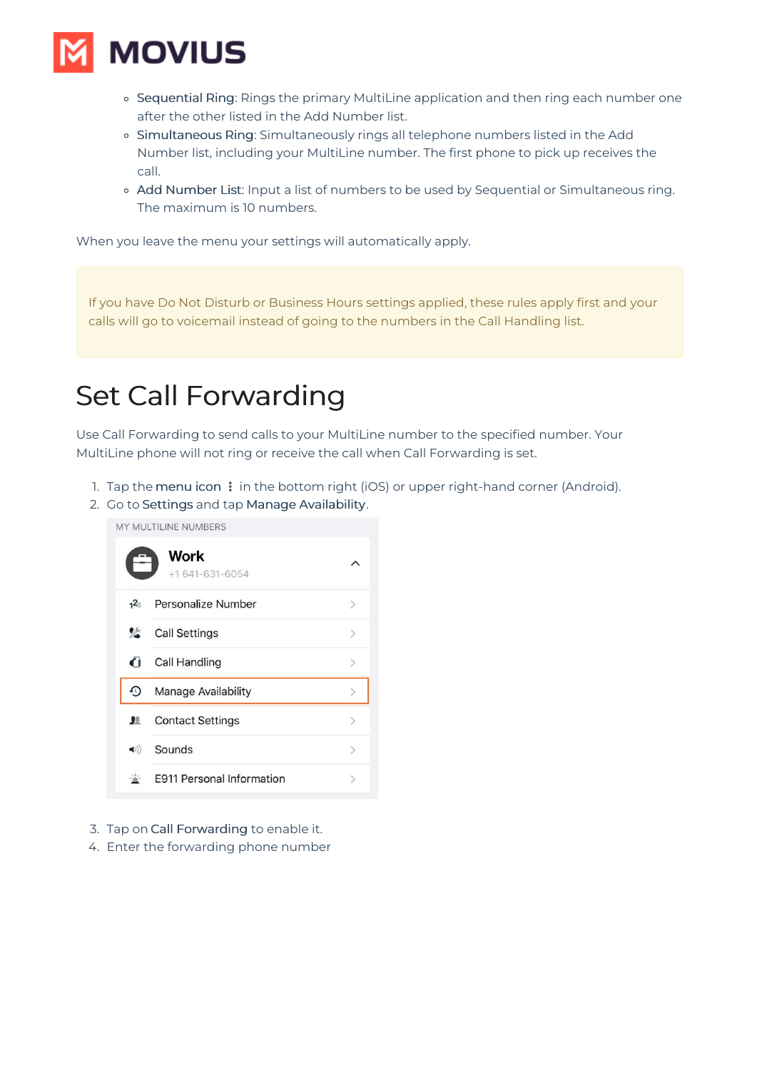- Sequential Ring: Rings the primary MultiLine application and then ring each number one after the other listed in the Add Number list.
- Simultaneous Ring: Simultaneously rings all telephone numbers listed in the Add Number list, including your MultiLine number. The first phone to pick up receives the call.
- Add Number List: Input a list of numbers to be used by Sequential or Simultaneous ring. The maximum is 10 numbers.

When you leave the menu your settings will automatically apply.

> If you have Do Not Disturb or Business Hours settings applied, these rules apply first and your calls will go to voicemail instead of going to the numbers in the Call Handling list.

# Set Call Forwarding

Use Call Forwarding to send calls to your MultiLine number to the specified number. Your MultiLine phone will not ring or receive the call when Call Forwarding is set.

1. Tap the menu icon ⋮ in the bottom right (iOS) or upper right-hand corner (Android).
2. Go to Settings and tap Manage Availability.

3. Tap on Call Forwarding to enable it.
4. Enter the forwarding phone number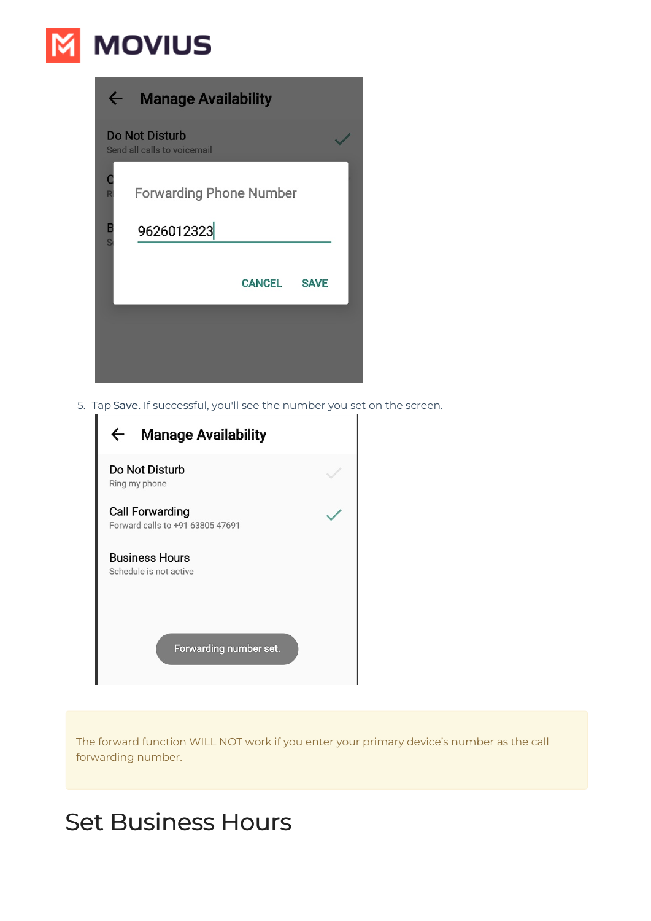5. Tap Save. If successful, you'll see the number you set on the screen.

The forward function WILL NOT work if you enter your primary device's number as the call forwarding number.

# Set Business Hours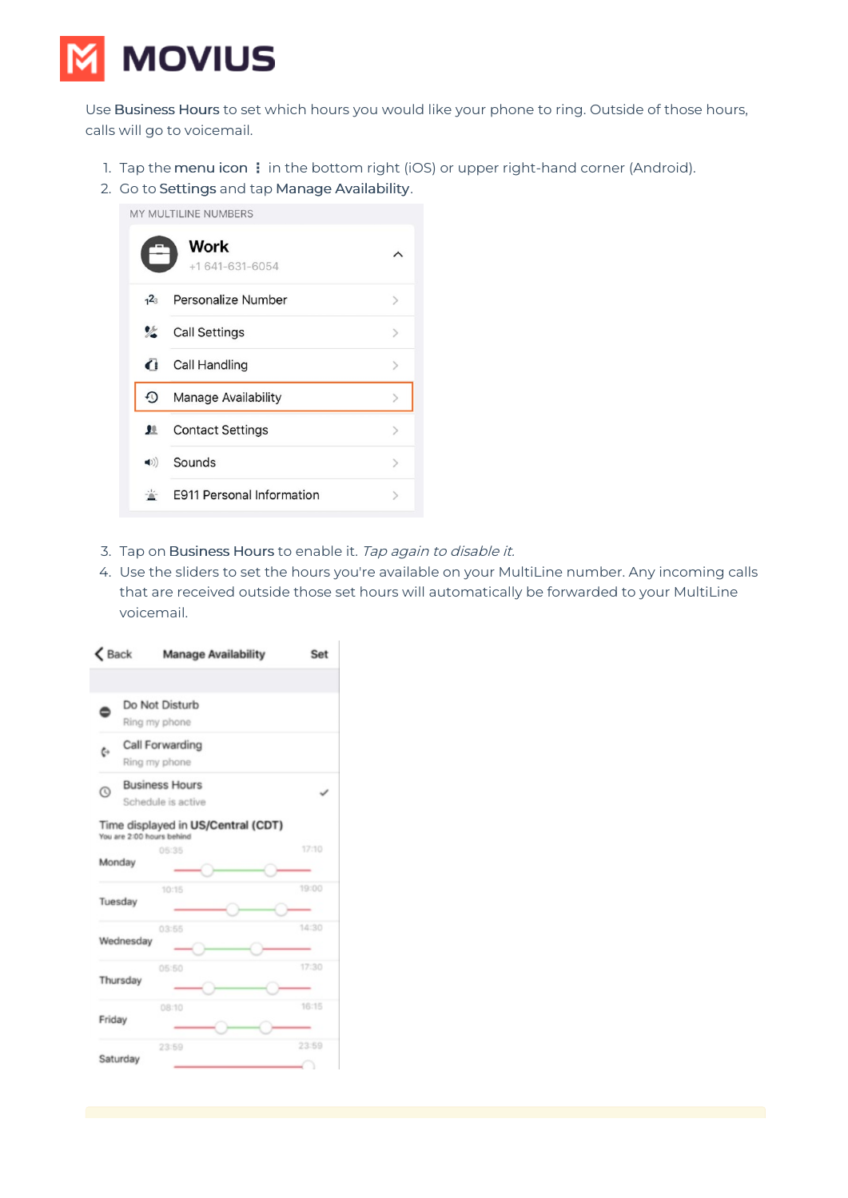Use Business Hours to set which hours you would like your phone to ring. Outside of those hours, calls will go to voicemail.

1. Tap the menu icon ⋮ in the bottom right (iOS) or upper right-hand corner (Android).
2. Go to Settings and tap Manage Availability.

3. Tap on Business Hours to enable it. *Tap again to disable it.*
4. Use the sliders to set the hours you're available on your MultiLine number. Any incoming calls that are received outside those set hours will automatically be forwarded to your MultiLine voicemail.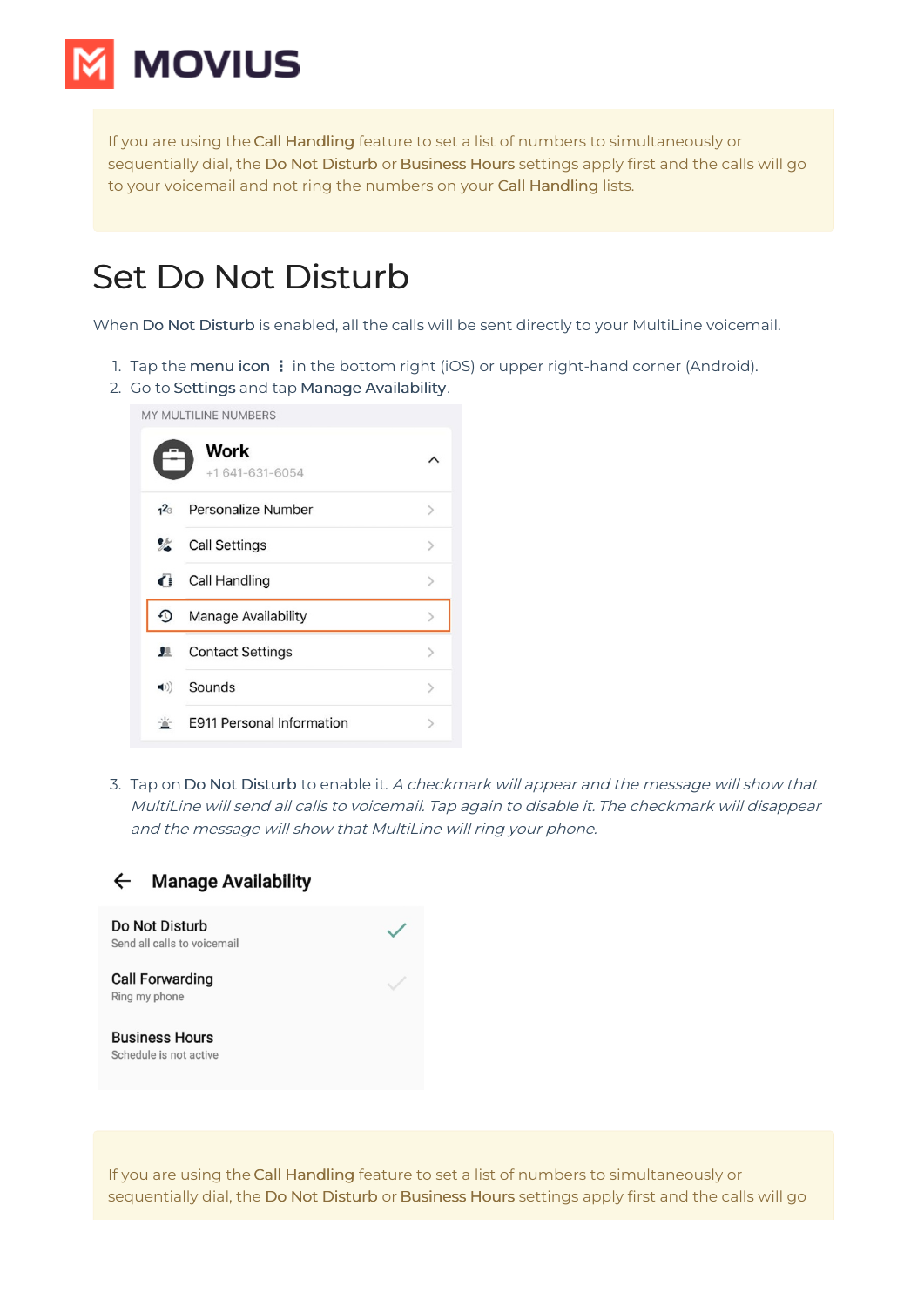If you are using the Call Handling feature to set a list of numbers to simultaneously or sequentially dial, the Do Not Disturb or Business Hours settings apply first and the calls will go to your voicemail and not ring the numbers on your Call Handling lists.

# Set Do Not Disturb

When Do Not Disturb is enabled, all the calls will be sent directly to your MultiLine voicemail.

1. Tap the menu icon ⋮ in the bottom right (iOS) or upper right-hand corner (Android).
2. Go to Settings and tap Manage Availability.

MY MULTILINE NUMBERS

Work
+1 641-631-6054

- Personalize Number
- Call Settings
- Call Handling
- Manage Availability
- Contact Settings
- Sounds
- E911 Personal Information

3. Tap on Do Not Disturb to enable it. *A checkmark will appear and the message will show that MultiLine will send all calls to voicemail. Tap again to disable it. The checkmark will disappear and the message will show that MultiLine will ring your phone.*

**Manage Availability**

Do Not Disturb
Send all calls to voicemail

Call Forwarding
Ring my phone

Business Hours
Schedule is not active

If you are using the Call Handling feature to set a list of numbers to simultaneously or sequentially dial, the Do Not Disturb or Business Hours settings apply first and the calls will go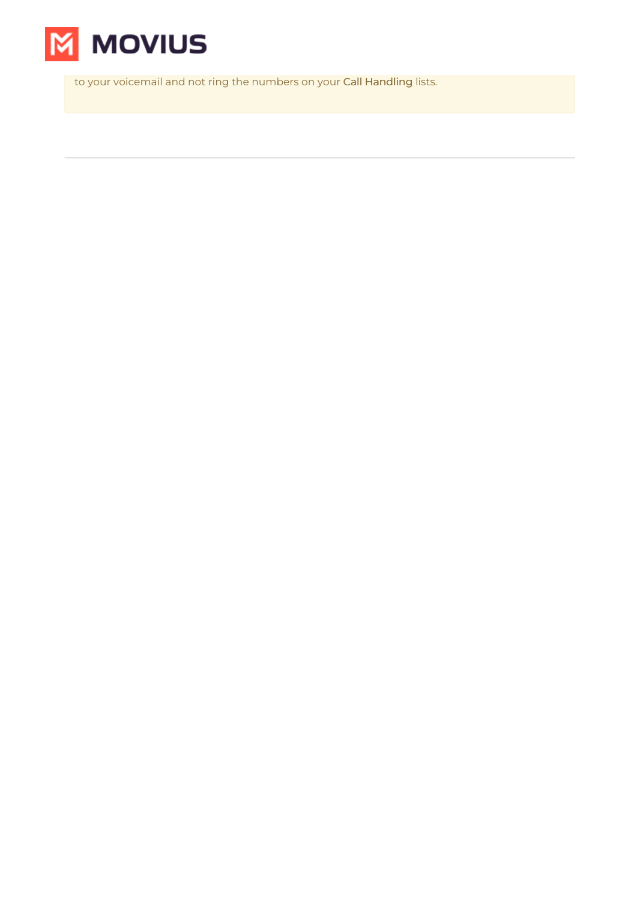to your voicemail and not ring the numbers on your **Call Handling** lists.

---